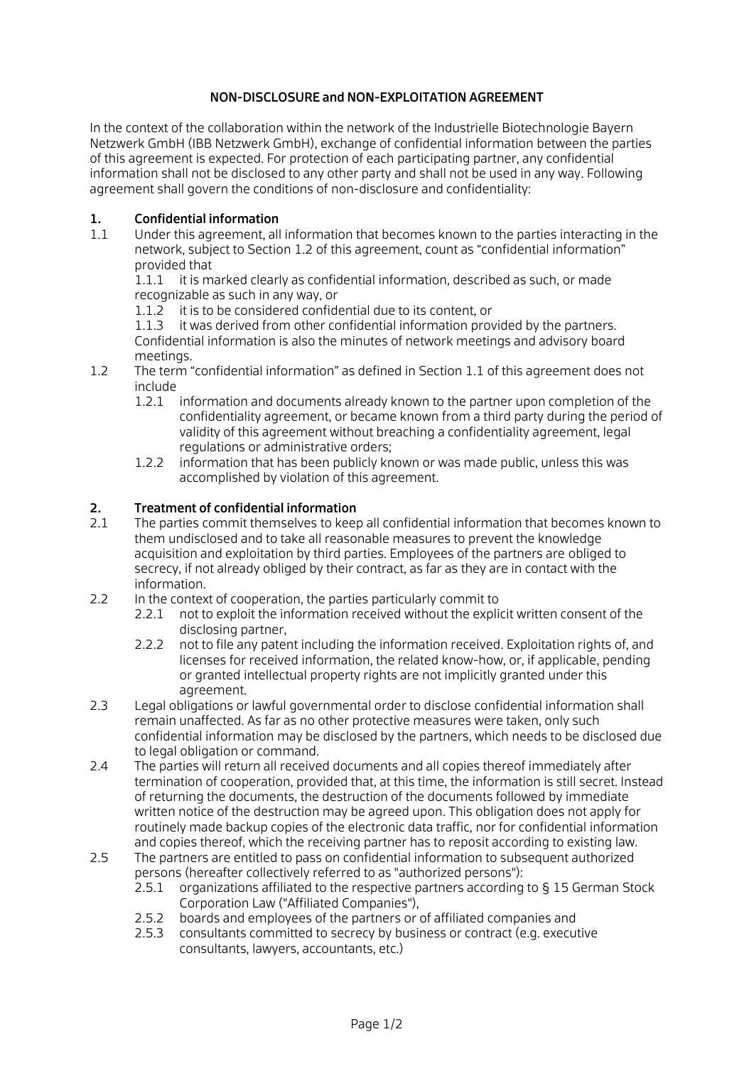# NON-DISCLOSURE and NON-EXPLOITATION AGREEMENT

In the context of the collaboration within the network of the Industrielle Biotechnologie Bayern Netzwerk GmbH (IBB Netzwerk GmbH), exchange of confidential information between the parties of this agreement is expected. For protection of each participating partner, any confidential information shall not be disclosed to any other party and shall not be used in any way. Following agreement shall govern the conditions of non-disclosure and confidentiality:

## 1. Confidential information

1.1 Under this agreement, all information that becomes known to the parties interacting in the network, subject to Section 1.2 of this agreement, count as “confidential information” provided that

1.1.1 it is marked clearly as confidential information, described as such, or made recognizable as such in any way, or

1.1.2 it is to be considered confidential due to its content, or

1.1.3 it was derived from other confidential information provided by the partners.

Confidential information is also the minutes of network meetings and advisory board meetings.

1.2 The term “confidential information” as defined in Section 1.1 of this agreement does not include

1.2.1 information and documents already known to the partner upon completion of the confidentiality agreement, or became known from a third party during the period of validity of this agreement without breaching a confidentiality agreement, legal regulations or administrative orders;

1.2.2 information that has been publicly known or was made public, unless this was accomplished by violation of this agreement.

## 2. Treatment of confidential information

2.1 The parties commit themselves to keep all confidential information that becomes known to them undisclosed and to take all reasonable measures to prevent the knowledge acquisition and exploitation by third parties. Employees of the partners are obliged to secrecy, if not already obliged by their contract, as far as they are in contact with the information.

2.2 In the context of cooperation, the parties particularly commit to

2.2.1 not to exploit the information received without the explicit written consent of the disclosing partner,

2.2.2 not to file any patent including the information received. Exploitation rights of, and licenses for received information, the related know-how, or, if applicable, pending or granted intellectual property rights are not implicitly granted under this agreement.

2.3 Legal obligations or lawful governmental order to disclose confidential information shall remain unaffected. As far as no other protective measures were taken, only such confidential information may be disclosed by the partners, which needs to be disclosed due to legal obligation or command.

2.4 The parties will return all received documents and all copies thereof immediately after termination of cooperation, provided that, at this time, the information is still secret. Instead of returning the documents, the destruction of the documents followed by immediate written notice of the destruction may be agreed upon. This obligation does not apply for routinely made backup copies of the electronic data traffic, nor for confidential information and copies thereof, which the receiving partner has to reposit according to existing law.

2.5 The partners are entitled to pass on confidential information to subsequent authorized persons (hereafter collectively referred to as "authorized persons"):

2.5.1 organizations affiliated to the respective partners according to § 15 German Stock Corporation Law ("Affiliated Companies"),

2.5.2 boards and employees of the partners or of affiliated companies and

2.5.3 consultants committed to secrecy by business or contract (e.g. executive consultants, lawyers, accountants, etc.)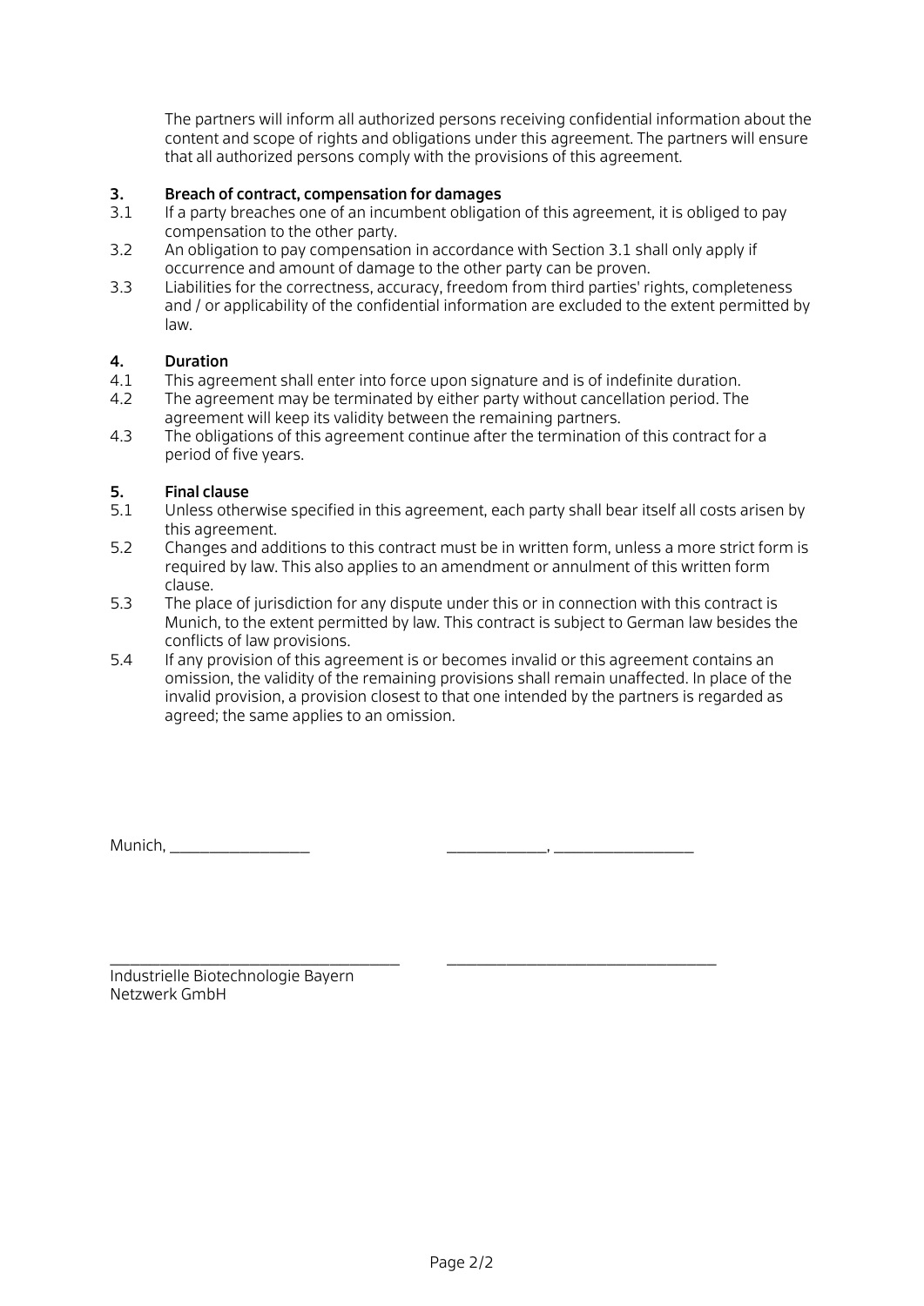The partners will inform all authorized persons receiving confidential information about the content and scope of rights and obligations under this agreement. The partners will ensure that all authorized persons comply with the provisions of this agreement.

**3. Breach of contract, compensation for damages**

3.1 If a party breaches one of an incumbent obligation of this agreement, it is obliged to pay compensation to the other party.

3.2 An obligation to pay compensation in accordance with Section 3.1 shall only apply if occurrence and amount of damage to the other party can be proven.

3.3 Liabilities for the correctness, accuracy, freedom from third parties' rights, completeness and / or applicability of the confidential information are excluded to the extent permitted by law.

**4. Duration**

4.1 This agreement shall enter into force upon signature and is of indefinite duration.

4.2 The agreement may be terminated by either party without cancellation period. The agreement will keep its validity between the remaining partners.

4.3 The obligations of this agreement continue after the termination of this contract for a period of five years.

**5. Final clause**

5.1 Unless otherwise specified in this agreement, each party shall bear itself all costs arisen by this agreement.

5.2 Changes and additions to this contract must be in written form, unless a more strict form is required by law. This also applies to an amendment or annulment of this written form clause.

5.3 The place of jurisdiction for any dispute under this or in connection with this contract is Munich, to the extent permitted by law. This contract is subject to German law besides the conflicts of law provisions.

5.4 If any provision of this agreement is or becomes invalid or this agreement contains an omission, the validity of the remaining provisions shall remain unaffected. In place of the invalid provision, a provision closest to that one intended by the partners is regarded as agreed; the same applies to an omission.

Munich, ___________________ ______________, ___________________

_______________________________________ _______________________________________

Industrielle Biotechnologie Bayern Netzwerk GmbH